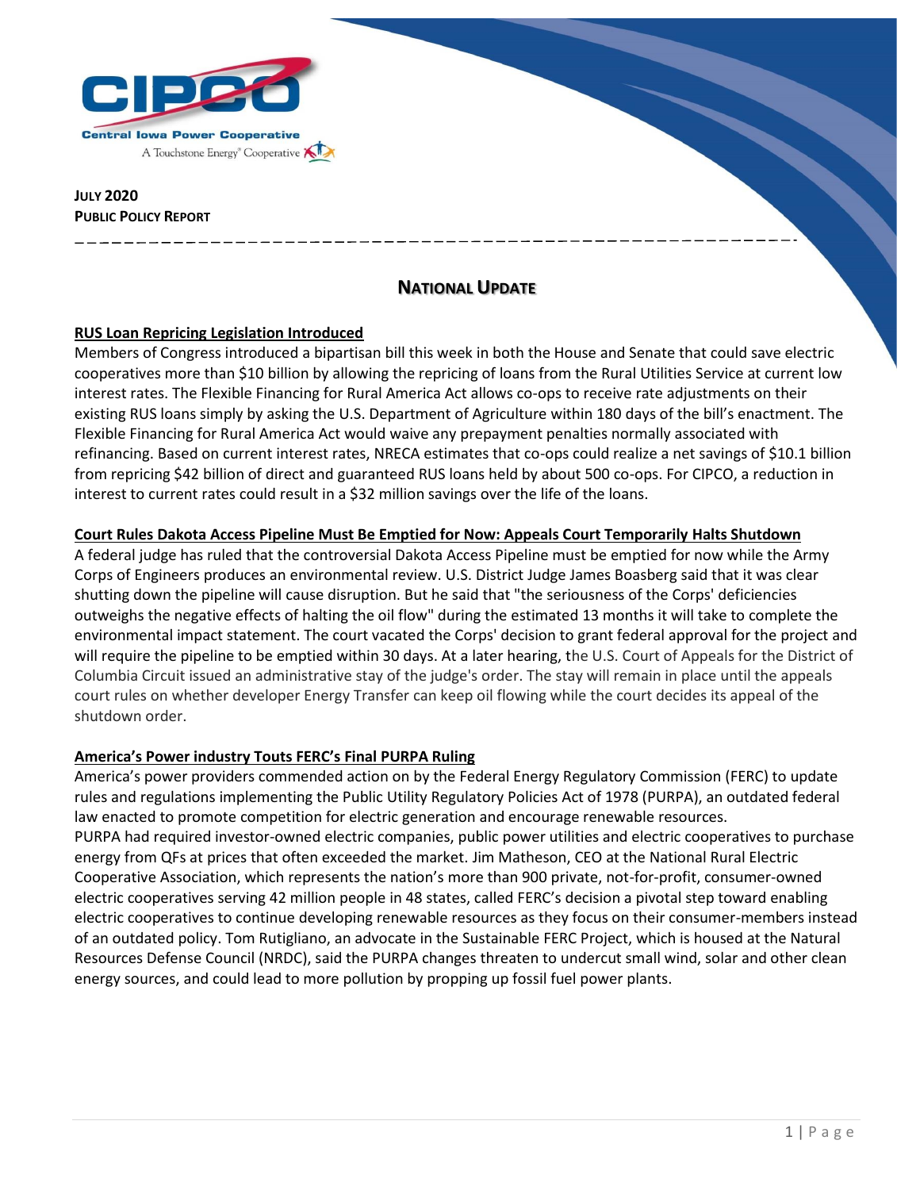**Central Iowa Power Cooperative**

A Touchstone Energy® Cooperative

**JULY 2020**
**PUBLIC POLICY REPORT**

## NATIONAL UPDATE

### RUS Loan Repricing Legislation Introduced

Members of Congress introduced a bipartisan bill this week in both the House and Senate that could save electric cooperatives more than $10 billion by allowing the repricing of loans from the Rural Utilities Service at current low interest rates. The Flexible Financing for Rural America Act allows co-ops to receive rate adjustments on their existing RUS loans simply by asking the U.S. Department of Agriculture within 180 days of the bill's enactment. The Flexible Financing for Rural America Act would waive any prepayment penalties normally associated with refinancing. Based on current interest rates, NRECA estimates that co-ops could realize a net savings of $10.1 billion from repricing $42 billion of direct and guaranteed RUS loans held by about 500 co-ops. For CIPCO, a reduction in interest to current rates could result in a $32 million savings over the life of the loans.

### Court Rules Dakota Access Pipeline Must Be Emptied for Now: Appeals Court Temporarily Halts Shutdown

A federal judge has ruled that the controversial Dakota Access Pipeline must be emptied for now while the Army Corps of Engineers produces an environmental review. U.S. District Judge James Boasberg said that it was clear shutting down the pipeline will cause disruption. But he said that "the seriousness of the Corps' deficiencies outweighs the negative effects of halting the oil flow" during the estimated 13 months it will take to complete the environmental impact statement. The court vacated the Corps' decision to grant federal approval for the project and will require the pipeline to be emptied within 30 days. At a later hearing, the U.S. Court of Appeals for the District of Columbia Circuit issued an administrative stay of the judge's order. The stay will remain in place until the appeals court rules on whether developer Energy Transfer can keep oil flowing while the court decides its appeal of the shutdown order.

### America's Power industry Touts FERC's Final PURPA Ruling

America's power providers commended action on by the Federal Energy Regulatory Commission (FERC) to update rules and regulations implementing the Public Utility Regulatory Policies Act of 1978 (PURPA), an outdated federal law enacted to promote competition for electric generation and encourage renewable resources.

PURPA had required investor-owned electric companies, public power utilities and electric cooperatives to purchase energy from QFs at prices that often exceeded the market. Jim Matheson, CEO at the National Rural Electric Cooperative Association, which represents the nation's more than 900 private, not-for-profit, consumer-owned electric cooperatives serving 42 million people in 48 states, called FERC's decision a pivotal step toward enabling electric cooperatives to continue developing renewable resources as they focus on their consumer-members instead of an outdated policy. Tom Rutigliano, an advocate in the Sustainable FERC Project, which is housed at the Natural Resources Defense Council (NRDC), said the PURPA changes threaten to undercut small wind, solar and other clean energy sources, and could lead to more pollution by propping up fossil fuel power plants.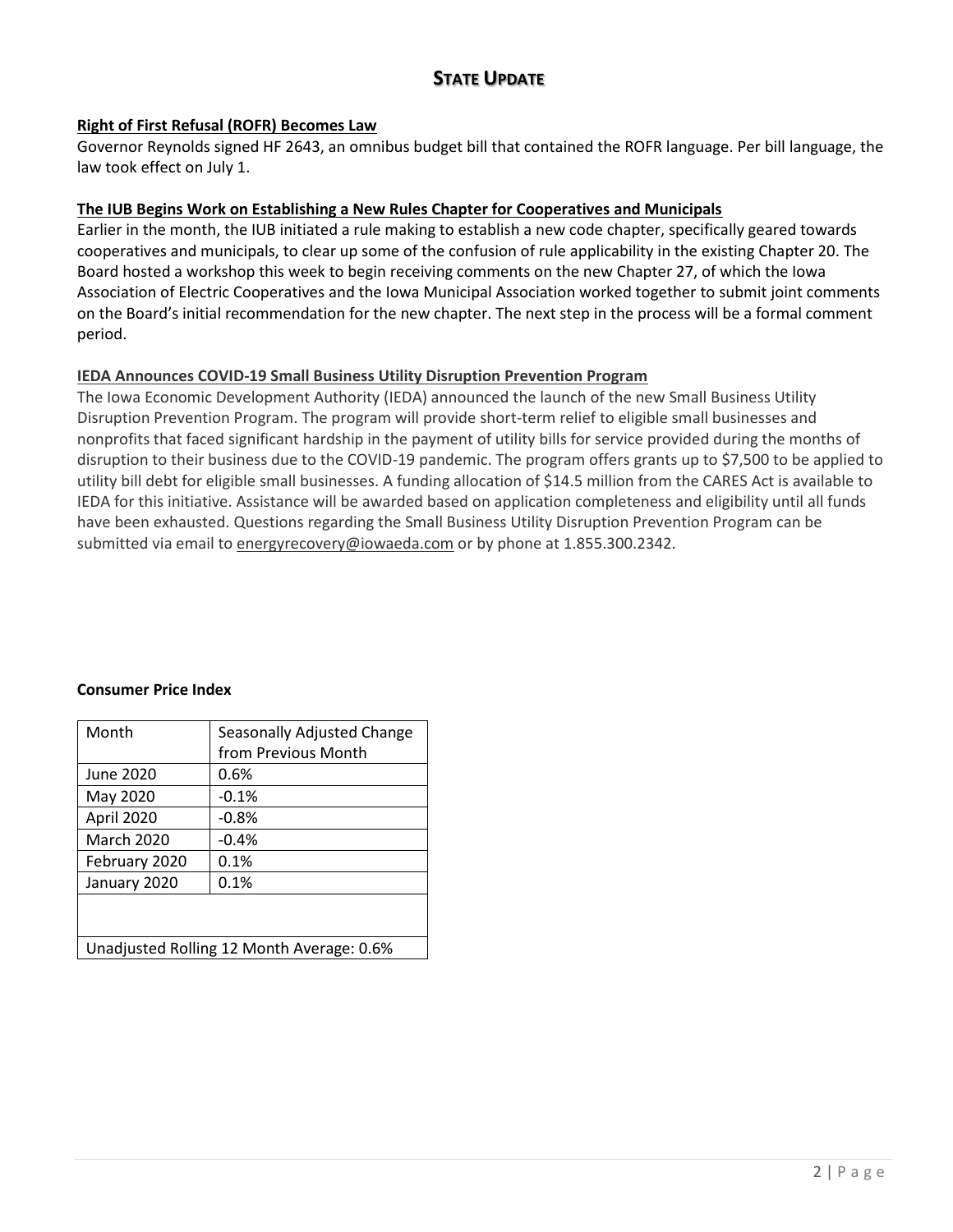# STATE UPDATE

**Right of First Refusal (ROFR) Becomes Law**

Governor Reynolds signed HF 2643, an omnibus budget bill that contained the ROFR language. Per bill language, the law took effect on July 1.

**The IUB Begins Work on Establishing a New Rules Chapter for Cooperatives and Municipals**

Earlier in the month, the IUB initiated a rule making to establish a new code chapter, specifically geared towards cooperatives and municipals, to clear up some of the confusion of rule applicability in the existing Chapter 20. The Board hosted a workshop this week to begin receiving comments on the new Chapter 27, of which the Iowa Association of Electric Cooperatives and the Iowa Municipal Association worked together to submit joint comments on the Board's initial recommendation for the new chapter. The next step in the process will be a formal comment period.

**IEDA Announces COVID-19 Small Business Utility Disruption Prevention Program**

The Iowa Economic Development Authority (IEDA) announced the launch of the new Small Business Utility Disruption Prevention Program. The program will provide short-term relief to eligible small businesses and nonprofits that faced significant hardship in the payment of utility bills for service provided during the months of disruption to their business due to the COVID-19 pandemic. The program offers grants up to $7,500 to be applied to utility bill debt for eligible small businesses. A funding allocation of $14.5 million from the CARES Act is available to IEDA for this initiative. Assistance will be awarded based on application completeness and eligibility until all funds have been exhausted. Questions regarding the Small Business Utility Disruption Prevention Program can be submitted via email to energyrecovery@iowaeda.com or by phone at 1.855.300.2342.

**Consumer Price Index**

| Month | Seasonally Adjusted Change from Previous Month |
|---|---|
| June 2020 | 0.6% |
| May 2020 | -0.1% |
| April 2020 | -0.8% |
| March 2020 | -0.4% |
| February 2020 | 0.1% |
| January 2020 | 0.1% |
| | |
| Unadjusted Rolling 12 Month Average: 0.6% | |